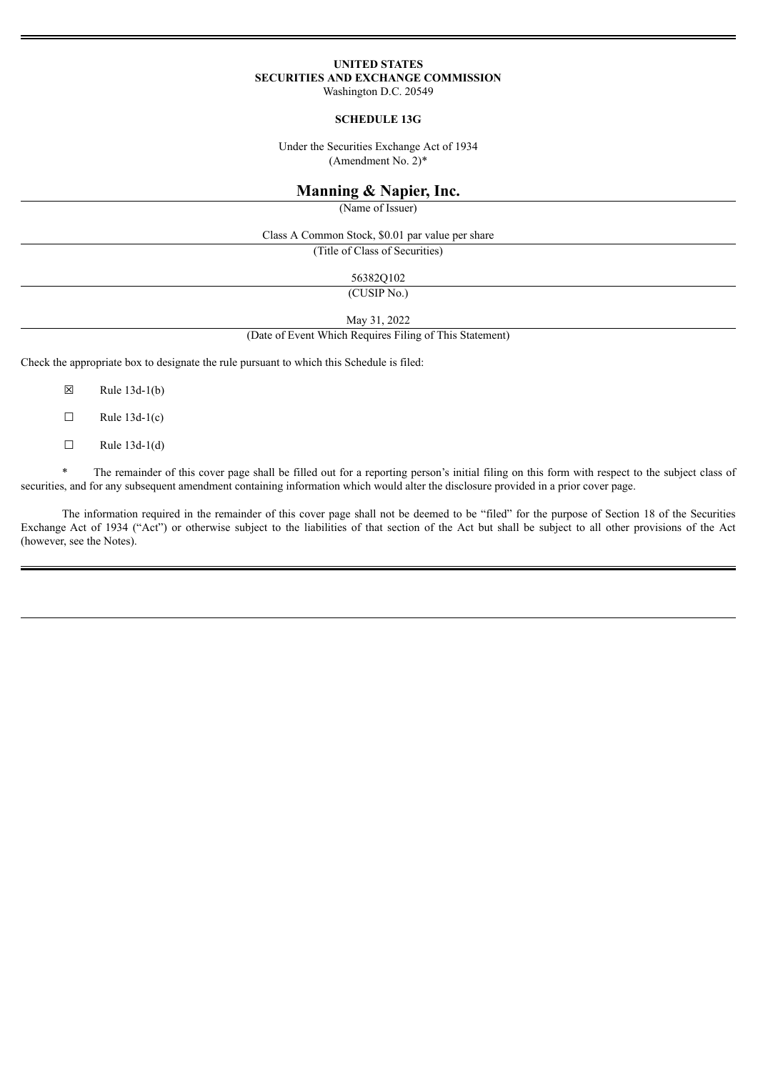**UNITED STATES**
**SECURITIES AND EXCHANGE COMMISSION**
Washington D.C. 20549

**SCHEDULE 13G**

Under the Securities Exchange Act of 1934
(Amendment No. 2)*

# Manning & Napier, Inc.

(Name of Issuer)

Class A Common Stock, $0.01 par value per share

(Title of Class of Securities)

56382Q102

(CUSIP No.)

May 31, 2022

(Date of Event Which Requires Filing of This Statement)

Check the appropriate box to designate the rule pursuant to which this Schedule is filed:

☒ Rule 13d-1(b)

☐ Rule 13d-1(c)

☐ Rule 13d-1(d)

* The remainder of this cover page shall be filled out for a reporting person's initial filing on this form with respect to the subject class of securities, and for any subsequent amendment containing information which would alter the disclosure provided in a prior cover page.

The information required in the remainder of this cover page shall not be deemed to be "filed" for the purpose of Section 18 of the Securities Exchange Act of 1934 ("Act") or otherwise subject to the liabilities of that section of the Act but shall be subject to all other provisions of the Act (however, see the Notes).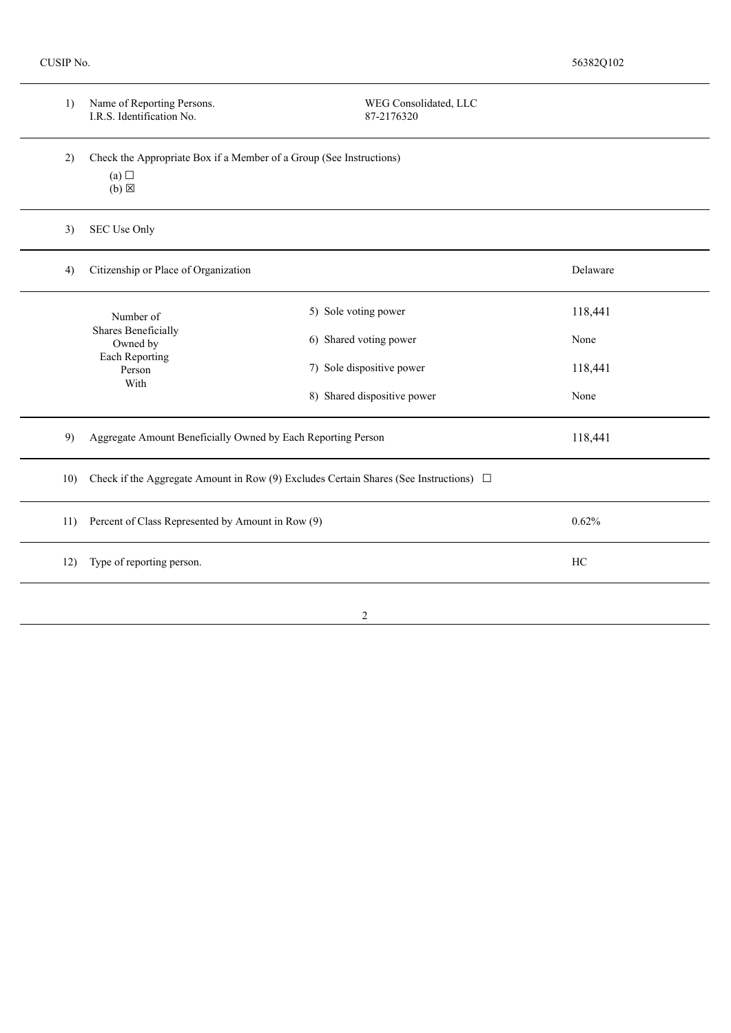CUSIP No. 56382Q102

| | | | |
|---|---|---|---|
| 1) | Name of Reporting Persons.<br>I.R.S. Identification No. | WEG Consolidated, LLC<br>87-2176320 | |
| 2) | Check the Appropriate Box if a Member of a Group (See Instructions)<br>(a) ☐<br>(b) ☒ | | |
| 3) | SEC Use Only | | |
| 4) | Citizenship or Place of Organization | | Delaware |
| | Number of Shares Beneficially Owned by Each Reporting Person With | 5) Sole voting power | 118,441 |
| | | 6) Shared voting power | None |
| | | 7) Sole dispositive power | 118,441 |
| | | 8) Shared dispositive power | None |
| 9) | Aggregate Amount Beneficially Owned by Each Reporting Person | | 118,441 |
| 10) | Check if the Aggregate Amount in Row (9) Excludes Certain Shares (See Instructions) ☐ | | |
| 11) | Percent of Class Represented by Amount in Row (9) | | 0.62% |
| 12) | Type of reporting person. | | HC |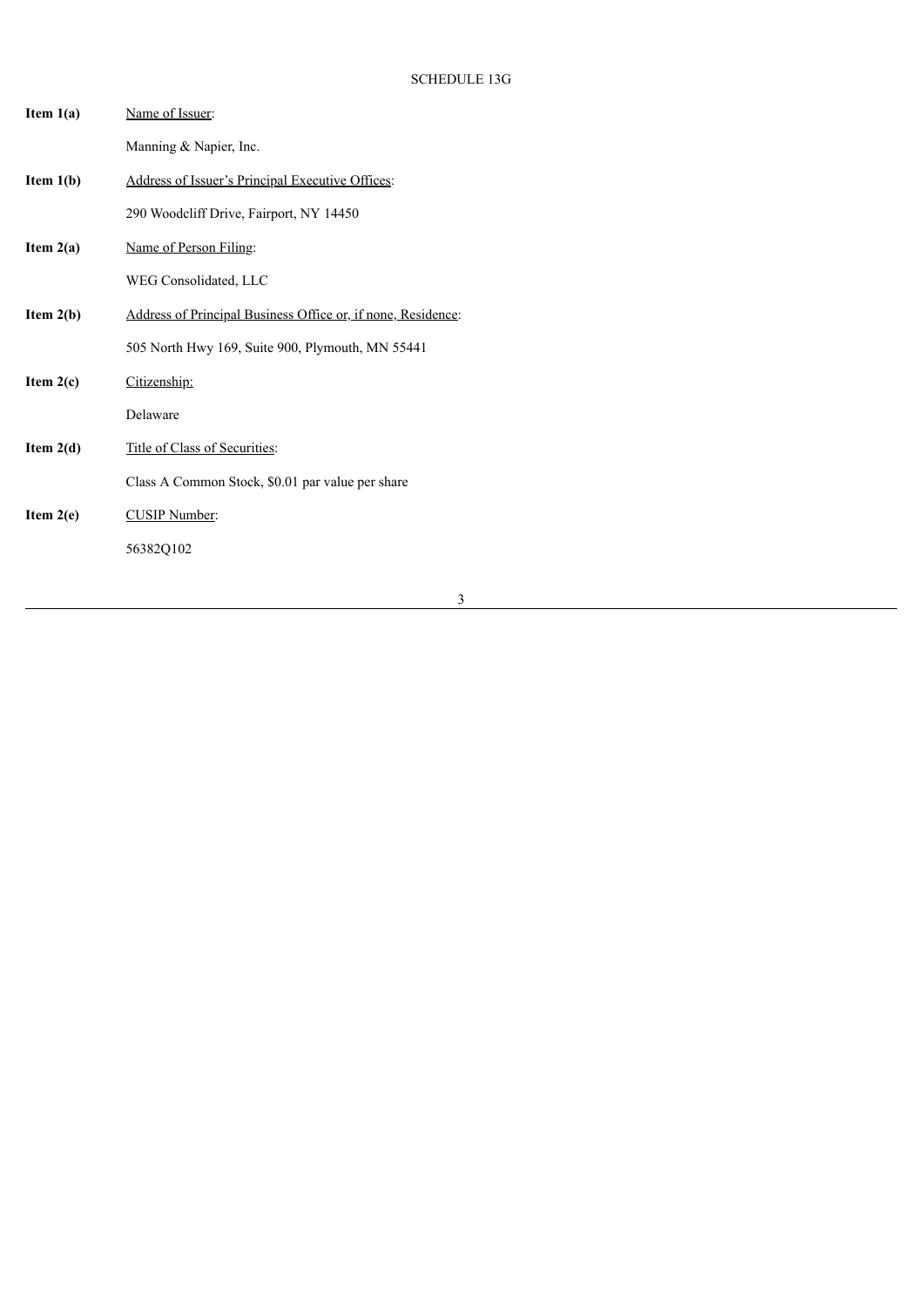SCHEDULE 13G

**Item 1(a)** Name of Issuer:

Manning & Napier, Inc.

**Item 1(b)** Address of Issuer's Principal Executive Offices:

290 Woodcliff Drive, Fairport, NY 14450

**Item 2(a)** Name of Person Filing:

WEG Consolidated, LLC

**Item 2(b)** Address of Principal Business Office or, if none, Residence:

505 North Hwy 169, Suite 900, Plymouth, MN 55441

**Item 2(c)** Citizenship:

Delaware

**Item 2(d)** Title of Class of Securities:

Class A Common Stock, $0.01 par value per share

**Item 2(e)** CUSIP Number:

56382Q102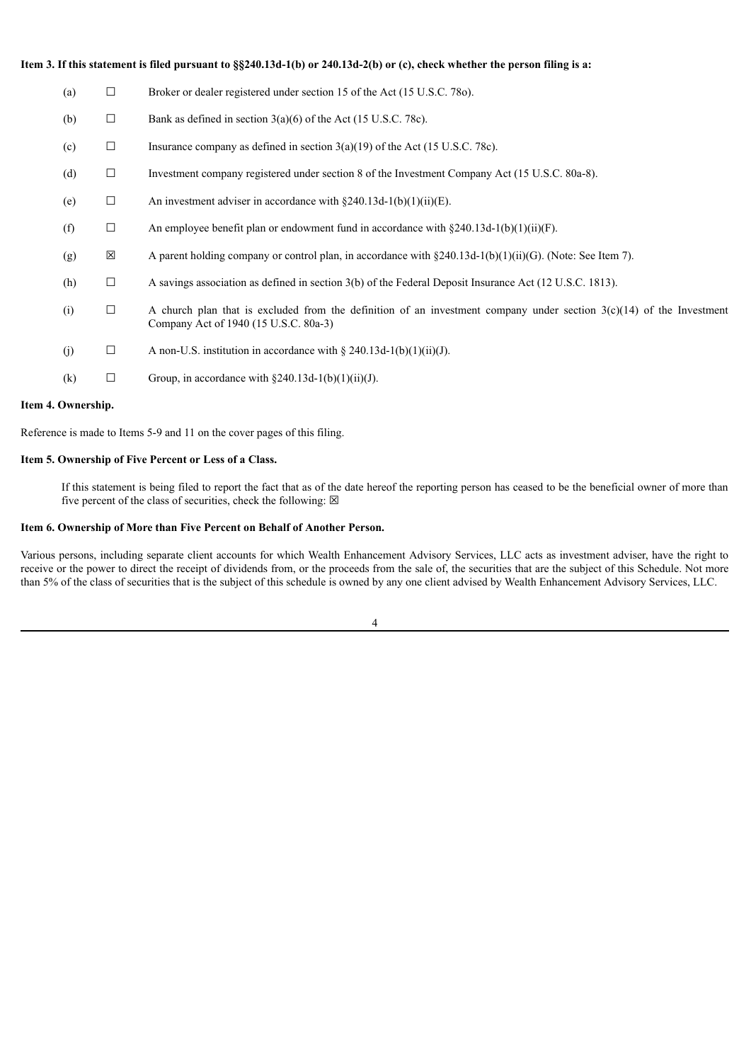**Item 3. If this statement is filed pursuant to §§240.13d-1(b) or 240.13d-2(b) or (c), check whether the person filing is a:**

| | | |
|---|---|---|
| (a) | ☐ | Broker or dealer registered under section 15 of the Act (15 U.S.C. 78o). |
| (b) | ☐ | Bank as defined in section 3(a)(6) of the Act (15 U.S.C. 78c). |
| (c) | ☐ | Insurance company as defined in section 3(a)(19) of the Act (15 U.S.C. 78c). |
| (d) | ☐ | Investment company registered under section 8 of the Investment Company Act (15 U.S.C. 80a-8). |
| (e) | ☐ | An investment adviser in accordance with §240.13d-1(b)(1)(ii)(E). |
| (f) | ☐ | An employee benefit plan or endowment fund in accordance with §240.13d-1(b)(1)(ii)(F). |
| (g) | ☒ | A parent holding company or control plan, in accordance with §240.13d-1(b)(1)(ii)(G). (Note: See Item 7). |
| (h) | ☐ | A savings association as defined in section 3(b) of the Federal Deposit Insurance Act (12 U.S.C. 1813). |
| (i) | ☐ | A church plan that is excluded from the definition of an investment company under section 3(c)(14) of the Investment Company Act of 1940 (15 U.S.C. 80a-3) |
| (j) | ☐ | A non-U.S. institution in accordance with § 240.13d-1(b)(1)(ii)(J). |
| (k) | ☐ | Group, in accordance with §240.13d-1(b)(1)(ii)(J). |

**Item 4. Ownership.**

Reference is made to Items 5-9 and 11 on the cover pages of this filing.

**Item 5. Ownership of Five Percent or Less of a Class.**

If this statement is being filed to report the fact that as of the date hereof the reporting person has ceased to be the beneficial owner of more than five percent of the class of securities, check the following: ☒

**Item 6. Ownership of More than Five Percent on Behalf of Another Person.**

Various persons, including separate client accounts for which Wealth Enhancement Advisory Services, LLC acts as investment adviser, have the right to receive or the power to direct the receipt of dividends from, or the proceeds from the sale of, the securities that are the subject of this Schedule. Not more than 5% of the class of securities that is the subject of this schedule is owned by any one client advised by Wealth Enhancement Advisory Services, LLC.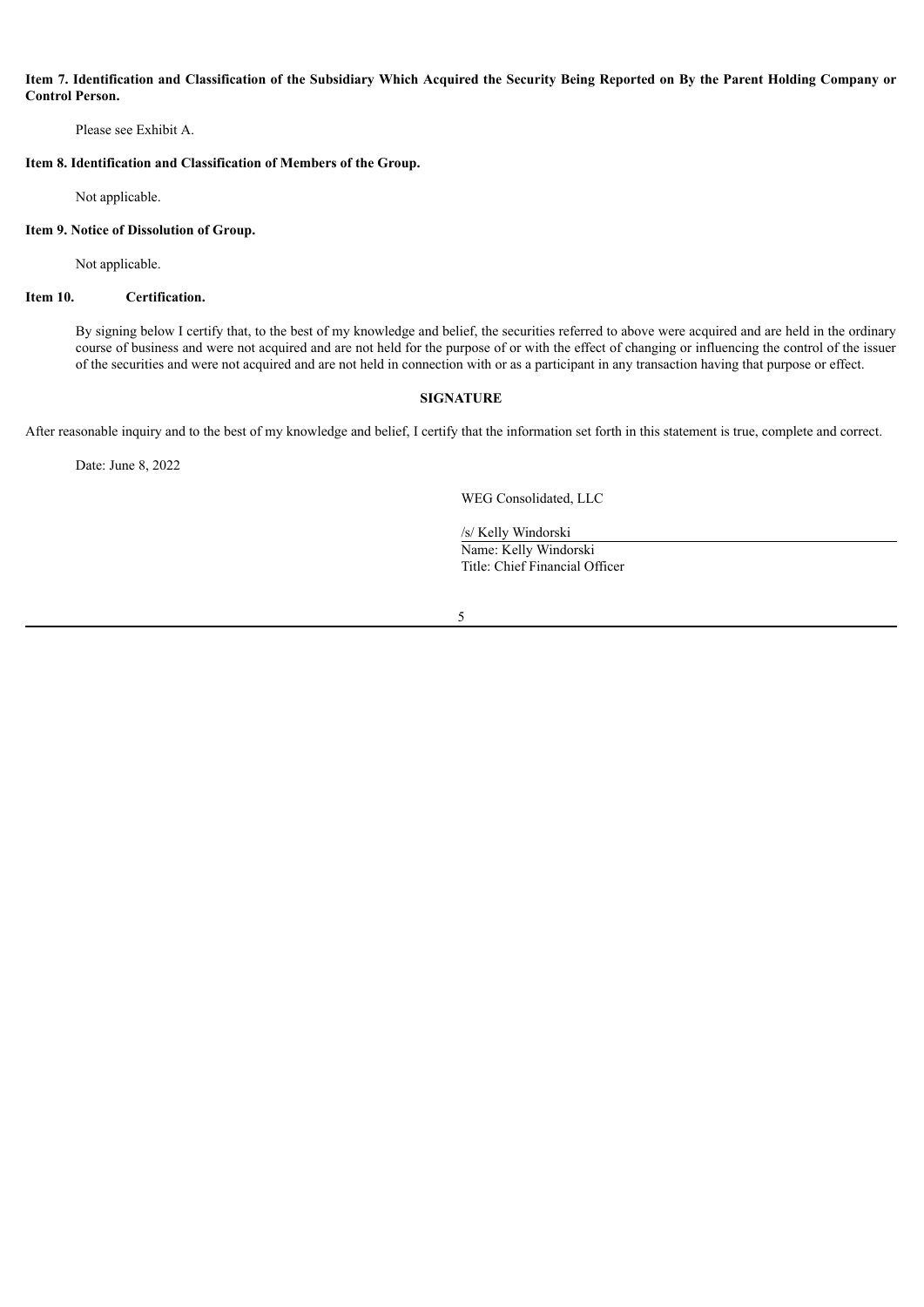**Item 7. Identification and Classification of the Subsidiary Which Acquired the Security Being Reported on By the Parent Holding Company or Control Person.**

Please see Exhibit A.

**Item 8. Identification and Classification of Members of the Group.**

Not applicable.

**Item 9. Notice of Dissolution of Group.**

Not applicable.

**Item 10. Certification.**

By signing below I certify that, to the best of my knowledge and belief, the securities referred to above were acquired and are held in the ordinary course of business and were not acquired and are not held for the purpose of or with the effect of changing or influencing the control of the issuer of the securities and were not acquired and are not held in connection with or as a participant in any transaction having that purpose or effect.

**SIGNATURE**

After reasonable inquiry and to the best of my knowledge and belief, I certify that the information set forth in this statement is true, complete and correct.

Date: June 8, 2022

WEG Consolidated, LLC

/s/ Kelly Windorski
Name: Kelly Windorski
Title: Chief Financial Officer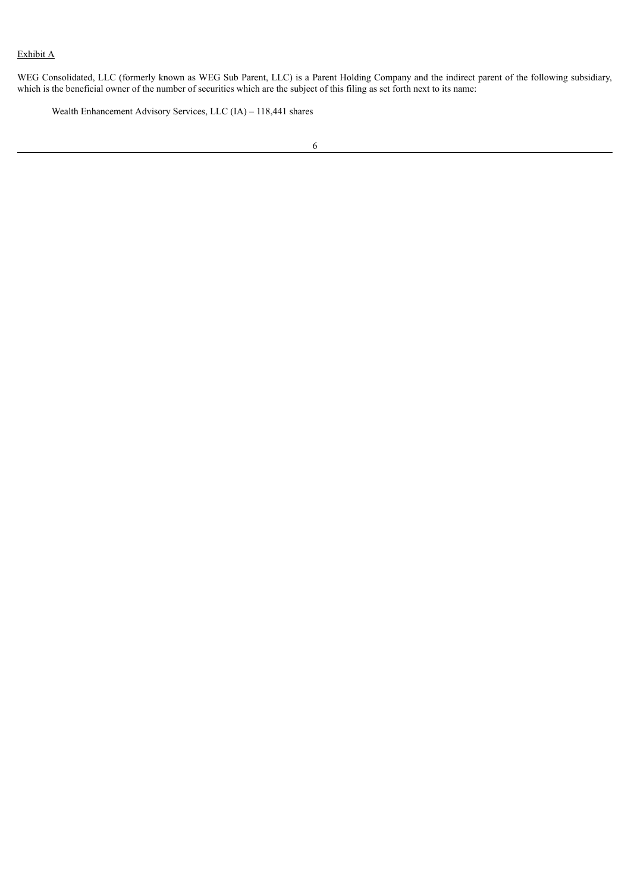Exhibit A

WEG Consolidated, LLC (formerly known as WEG Sub Parent, LLC) is a Parent Holding Company and the indirect parent of the following subsidiary, which is the beneficial owner of the number of securities which are the subject of this filing as set forth next to its name:

Wealth Enhancement Advisory Services, LLC (IA) – 118,441 shares